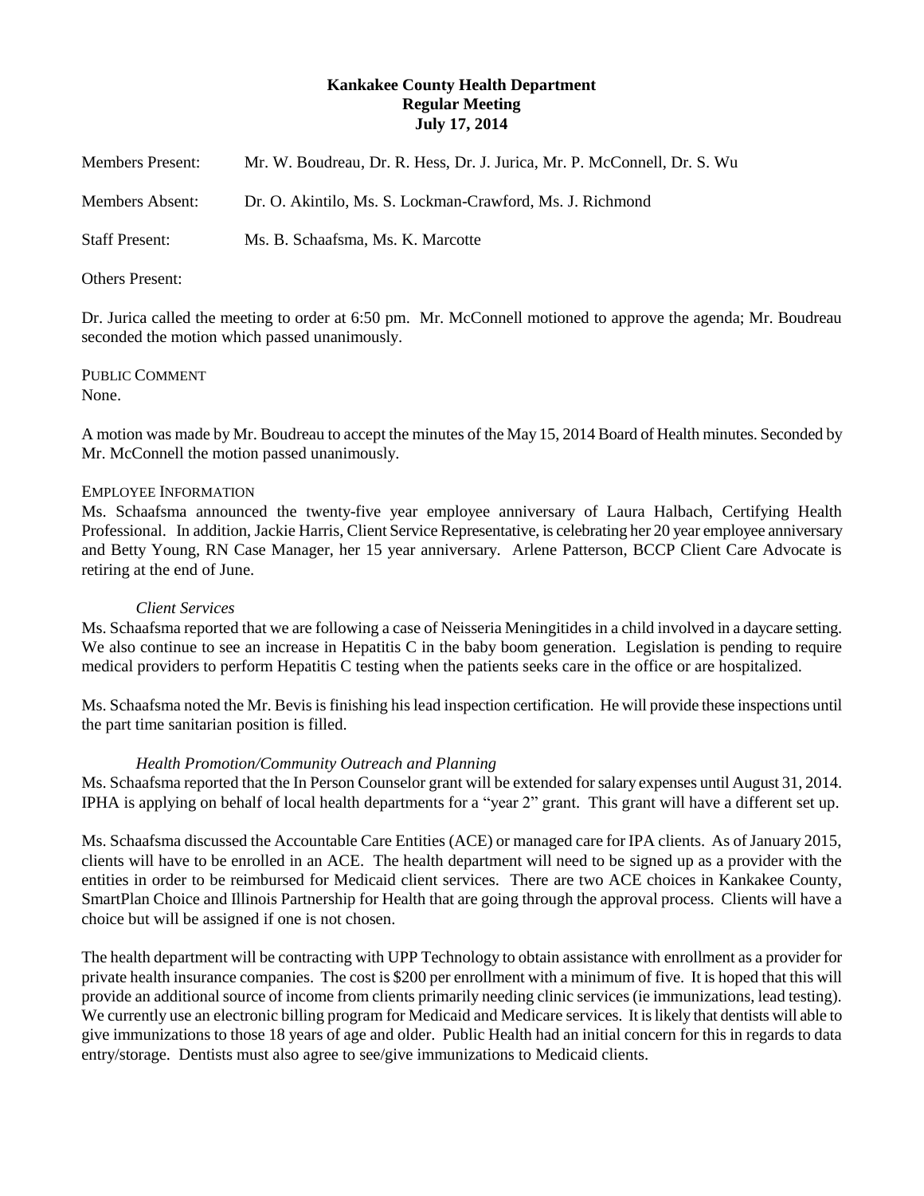**Kankakee County Health Department**
**Regular Meeting**
**July 17, 2014**

Members Present: Mr. W. Boudreau, Dr. R. Hess, Dr. J. Jurica, Mr. P. McConnell, Dr. S. Wu

Members Absent: Dr. O. Akintilo, Ms. S. Lockman-Crawford, Ms. J. Richmond

Staff Present: Ms. B. Schaafsma, Ms. K. Marcotte

Others Present:

Dr. Jurica called the meeting to order at 6:50 pm. Mr. McConnell motioned to approve the agenda; Mr. Boudreau seconded the motion which passed unanimously.

PUBLIC COMMENT
None.

A motion was made by Mr. Boudreau to accept the minutes of the May 15, 2014 Board of Health minutes. Seconded by Mr. McConnell the motion passed unanimously.

EMPLOYEE INFORMATION
Ms. Schaafsma announced the twenty-five year employee anniversary of Laura Halbach, Certifying Health Professional. In addition, Jackie Harris, Client Service Representative, is celebrating her 20 year employee anniversary and Betty Young, RN Case Manager, her 15 year anniversary. Arlene Patterson, BCCP Client Care Advocate is retiring at the end of June.

*Client Services*
Ms. Schaafsma reported that we are following a case of Neisseria Meningitides in a child involved in a daycare setting. We also continue to see an increase in Hepatitis C in the baby boom generation. Legislation is pending to require medical providers to perform Hepatitis C testing when the patients seeks care in the office or are hospitalized.

Ms. Schaafsma noted the Mr. Bevis is finishing his lead inspection certification. He will provide these inspections until the part time sanitarian position is filled.

*Health Promotion/Community Outreach and Planning*
Ms. Schaafsma reported that the In Person Counselor grant will be extended for salary expenses until August 31, 2014. IPHA is applying on behalf of local health departments for a "year 2" grant. This grant will have a different set up.

Ms. Schaafsma discussed the Accountable Care Entities (ACE) or managed care for IPA clients. As of January 2015, clients will have to be enrolled in an ACE. The health department will need to be signed up as a provider with the entities in order to be reimbursed for Medicaid client services. There are two ACE choices in Kankakee County, SmartPlan Choice and Illinois Partnership for Health that are going through the approval process. Clients will have a choice but will be assigned if one is not chosen.

The health department will be contracting with UPP Technology to obtain assistance with enrollment as a provider for private health insurance companies. The cost is $200 per enrollment with a minimum of five. It is hoped that this will provide an additional source of income from clients primarily needing clinic services (ie immunizations, lead testing). We currently use an electronic billing program for Medicaid and Medicare services. It is likely that dentists will able to give immunizations to those 18 years of age and older. Public Health had an initial concern for this in regards to data entry/storage. Dentists must also agree to see/give immunizations to Medicaid clients.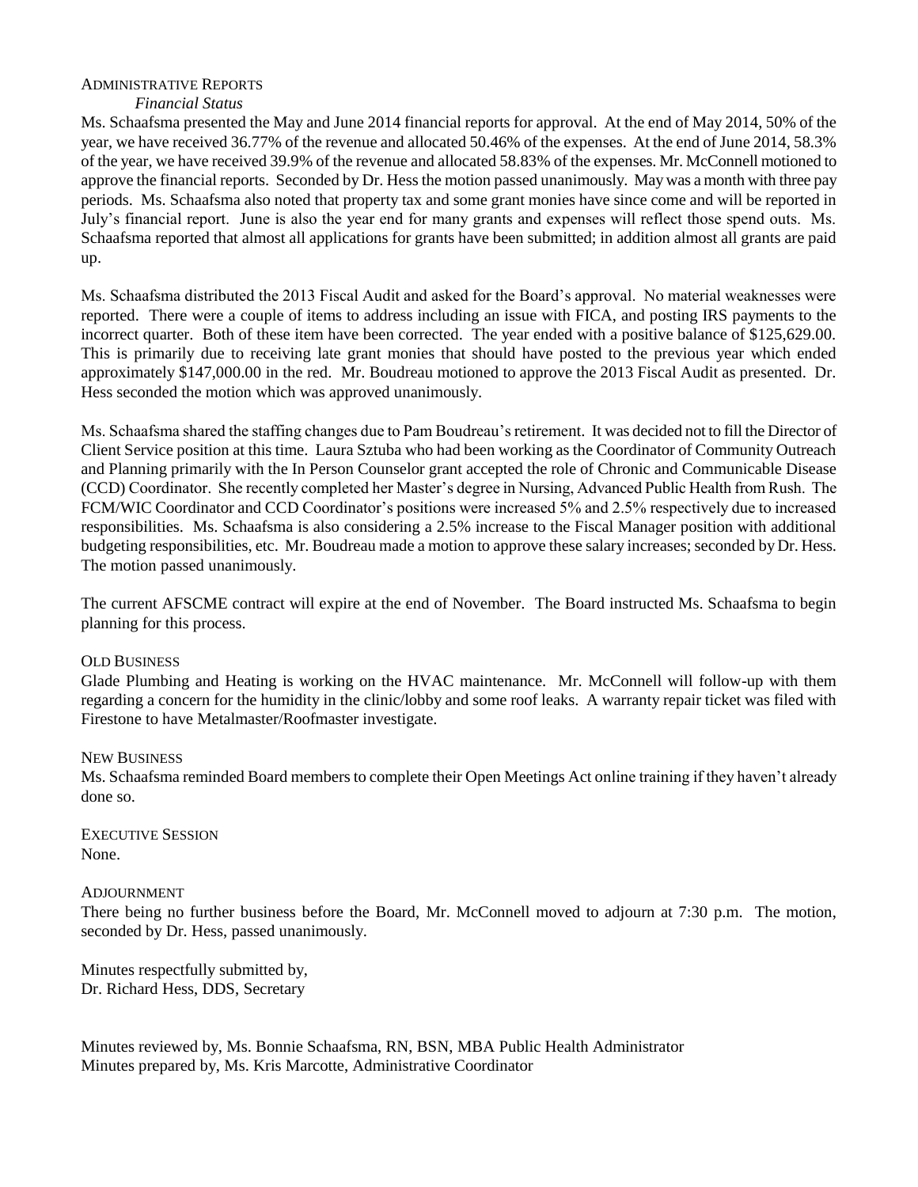## Administrative Reports

*Financial Status*

Ms. Schaafsma presented the May and June 2014 financial reports for approval. At the end of May 2014, 50% of the year, we have received 36.77% of the revenue and allocated 50.46% of the expenses. At the end of June 2014, 58.3% of the year, we have received 39.9% of the revenue and allocated 58.83% of the expenses. Mr. McConnell motioned to approve the financial reports. Seconded by Dr. Hess the motion passed unanimously. May was a month with three pay periods. Ms. Schaafsma also noted that property tax and some grant monies have since come and will be reported in July's financial report. June is also the year end for many grants and expenses will reflect those spend outs. Ms. Schaafsma reported that almost all applications for grants have been submitted; in addition almost all grants are paid up.

Ms. Schaafsma distributed the 2013 Fiscal Audit and asked for the Board's approval. No material weaknesses were reported. There were a couple of items to address including an issue with FICA, and posting IRS payments to the incorrect quarter. Both of these item have been corrected. The year ended with a positive balance of $125,629.00. This is primarily due to receiving late grant monies that should have posted to the previous year which ended approximately $147,000.00 in the red. Mr. Boudreau motioned to approve the 2013 Fiscal Audit as presented. Dr. Hess seconded the motion which was approved unanimously.

Ms. Schaafsma shared the staffing changes due to Pam Boudreau's retirement. It was decided not to fill the Director of Client Service position at this time. Laura Sztuba who had been working as the Coordinator of Community Outreach and Planning primarily with the In Person Counselor grant accepted the role of Chronic and Communicable Disease (CCD) Coordinator. She recently completed her Master's degree in Nursing, Advanced Public Health from Rush. The FCM/WIC Coordinator and CCD Coordinator's positions were increased 5% and 2.5% respectively due to increased responsibilities. Ms. Schaafsma is also considering a 2.5% increase to the Fiscal Manager position with additional budgeting responsibilities, etc. Mr. Boudreau made a motion to approve these salary increases; seconded by Dr. Hess. The motion passed unanimously.

The current AFSCME contract will expire at the end of November. The Board instructed Ms. Schaafsma to begin planning for this process.

## Old Business

Glade Plumbing and Heating is working on the HVAC maintenance. Mr. McConnell will follow-up with them regarding a concern for the humidity in the clinic/lobby and some roof leaks. A warranty repair ticket was filed with Firestone to have Metalmaster/Roofmaster investigate.

## New Business

Ms. Schaafsma reminded Board members to complete their Open Meetings Act online training if they haven't already done so.

## Executive Session

None.

## Adjournment

There being no further business before the Board, Mr. McConnell moved to adjourn at 7:30 p.m. The motion, seconded by Dr. Hess, passed unanimously.

Minutes respectfully submitted by,
Dr. Richard Hess, DDS, Secretary

Minutes reviewed by, Ms. Bonnie Schaafsma, RN, BSN, MBA Public Health Administrator
Minutes prepared by, Ms. Kris Marcotte, Administrative Coordinator